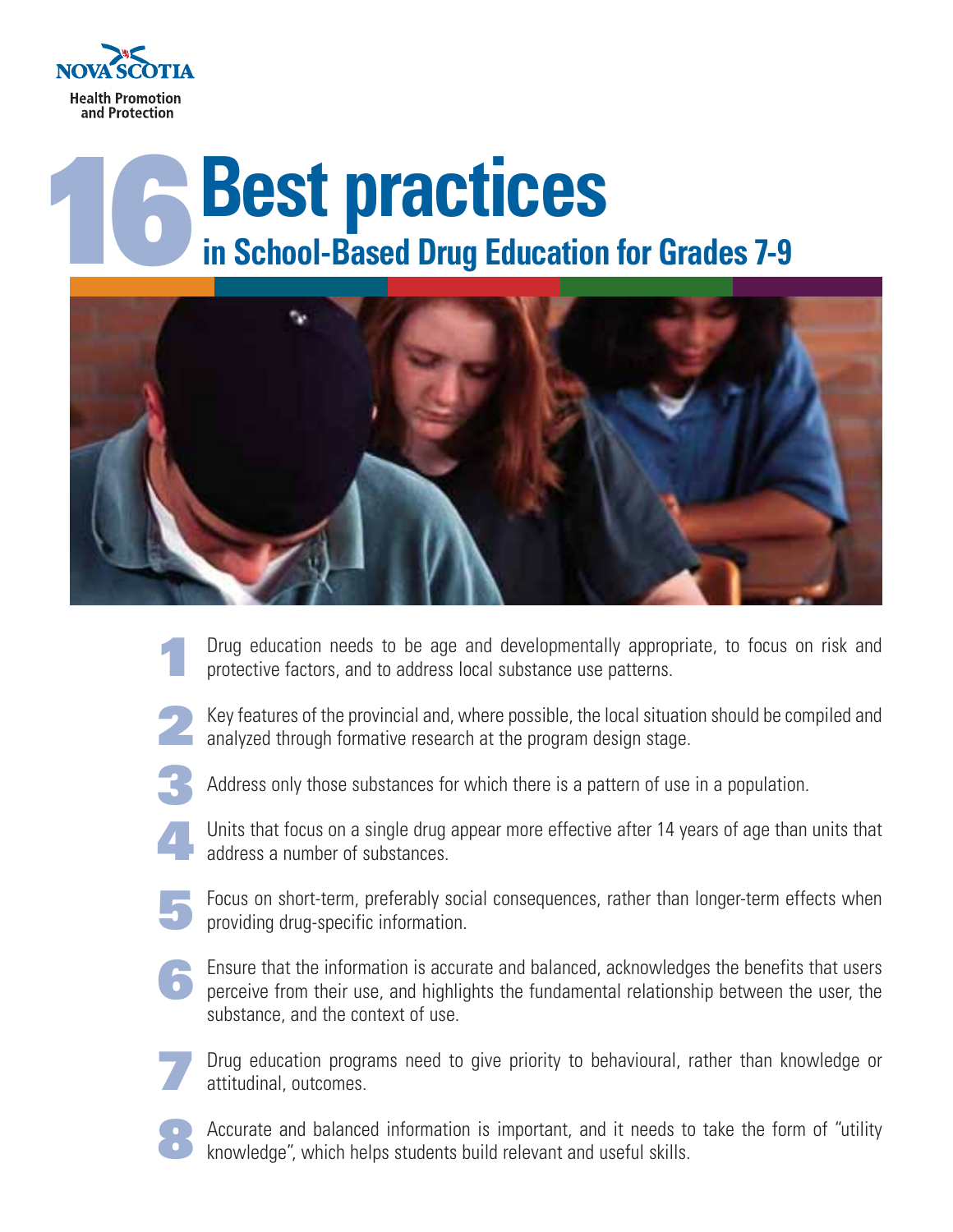Nova Scotia
Health Promotion and Protection

# 16 Best practices in School-Based Drug Education for Grades 7-9

1. Drug education needs to be age and developmentally appropriate, to focus on risk and protective factors, and to address local substance use patterns.

2. Key features of the provincial and, where possible, the local situation should be compiled and analyzed through formative research at the program design stage.

3. Address only those substances for which there is a pattern of use in a population.

4. Units that focus on a single drug appear more effective after 14 years of age than units that address a number of substances.

5. Focus on short-term, preferably social consequences, rather than longer-term effects when providing drug-specific information.

6. Ensure that the information is accurate and balanced, acknowledges the benefits that users perceive from their use, and highlights the fundamental relationship between the user, the substance, and the context of use.

7. Drug education programs need to give priority to behavioural, rather than knowledge or attitudinal, outcomes.

8. Accurate and balanced information is important, and it needs to take the form of "utility knowledge", which helps students build relevant and useful skills.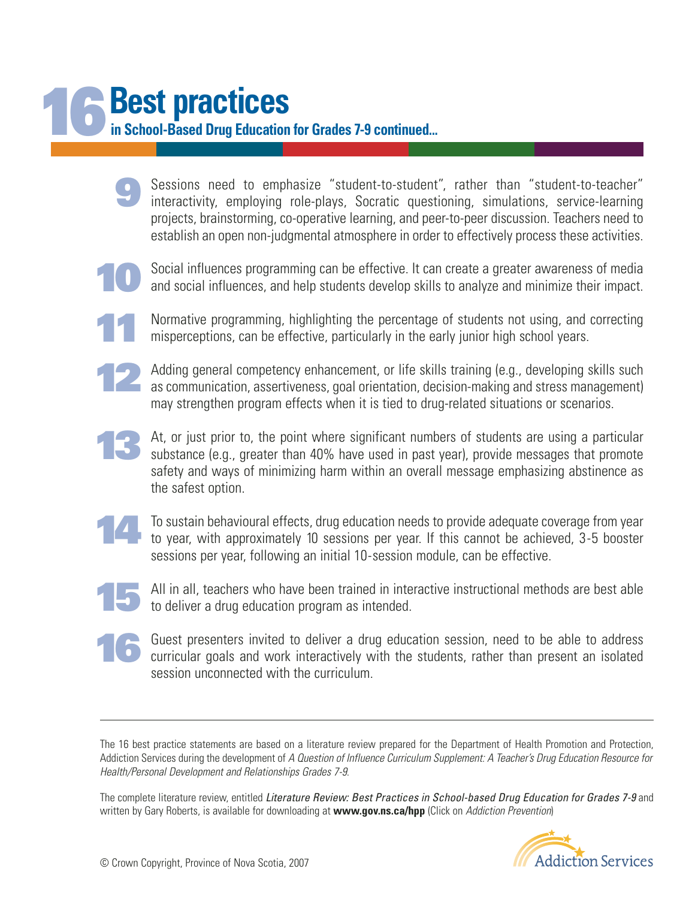# 16 Best practices

## in School-Based Drug Education for Grades 7-9 continued...

9. Sessions need to emphasize "student-to-student", rather than "student-to-teacher" interactivity, employing role-plays, Socratic questioning, simulations, service-learning projects, brainstorming, co-operative learning, and peer-to-peer discussion. Teachers need to establish an open non-judgmental atmosphere in order to effectively process these activities.

10. Social influences programming can be effective. It can create a greater awareness of media and social influences, and help students develop skills to analyze and minimize their impact.

11. Normative programming, highlighting the percentage of students not using, and correcting misperceptions, can be effective, particularly in the early junior high school years.

12. Adding general competency enhancement, or life skills training (e.g., developing skills such as communication, assertiveness, goal orientation, decision-making and stress management) may strengthen program effects when it is tied to drug-related situations or scenarios.

13. At, or just prior to, the point where significant numbers of students are using a particular substance (e.g., greater than 40% have used in past year), provide messages that promote safety and ways of minimizing harm within an overall message emphasizing abstinence as the safest option.

14. To sustain behavioural effects, drug education needs to provide adequate coverage from year to year, with approximately 10 sessions per year. If this cannot be achieved, 3-5 booster sessions per year, following an initial 10-session module, can be effective.

15. All in all, teachers who have been trained in interactive instructional methods are best able to deliver a drug education program as intended.

16. Guest presenters invited to deliver a drug education session, need to be able to address curricular goals and work interactively with the students, rather than present an isolated session unconnected with the curriculum.

---

The 16 best practice statements are based on a literature review prepared for the Department of Health Promotion and Protection, Addiction Services during the development of *A Question of Influence Curriculum Supplement: A Teacher's Drug Education Resource for Health/Personal Development and Relationships Grades 7-9*.

The complete literature review, entitled *Literature Review: Best Practices in School-based Drug Education for Grades 7-9* and written by Gary Roberts, is available for downloading at **www.gov.ns.ca/hpp** (Click on *Addiction Prevention*)

© Crown Copyright, Province of Nova Scotia, 2007

Addiction Services